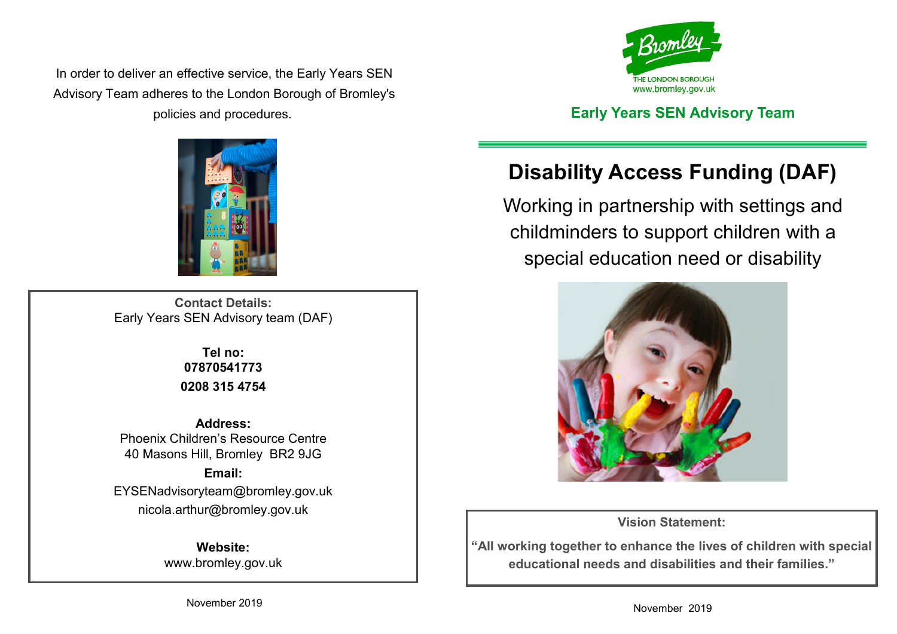In order to deliver an effective service, the Early Years SEN Advisory Team adheres to the London Borough of Bromley's policies and procedures.

**Contact Details:**
Early Years SEN Advisory team (DAF)

**Tel no:**
**07870541773**
**0208 315 4754**

**Address:**
Phoenix Children's Resource Centre
40 Masons Hill, Bromley BR2 9JG

**Email:**
EYSENadvisoryteam@bromley.gov.uk
nicola.arthur@bromley.gov.uk

**Website:**
www.bromley.gov.uk

November 2019

Bromley
THE LONDON BOROUGH
www.bromley.gov.uk

## Early Years SEN Advisory Team

# Disability Access Funding (DAF)

Working in partnership with settings and childminders to support children with a special education need or disability

**Vision Statement:**

**"All working together to enhance the lives of children with special educational needs and disabilities and their families."**

November 2019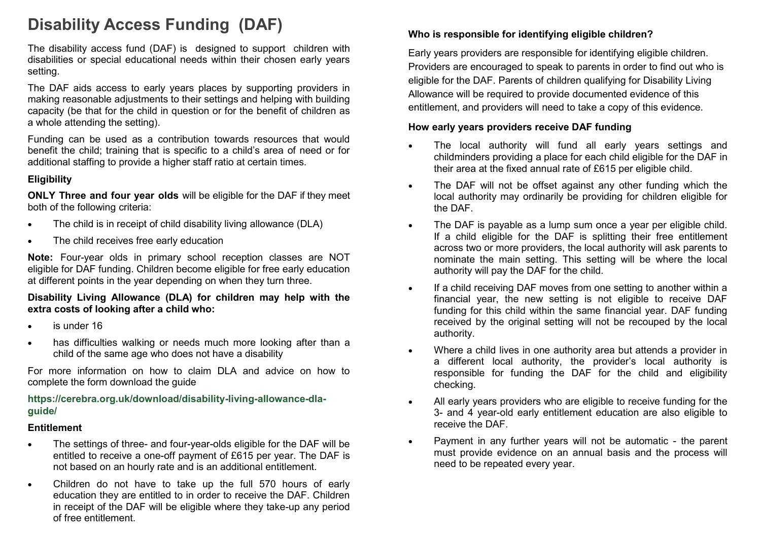# Disability Access Funding (DAF)

The disability access fund (DAF) is designed to support children with disabilities or special educational needs within their chosen early years setting.

The DAF aids access to early years places by supporting providers in making reasonable adjustments to their settings and helping with building capacity (be that for the child in question or for the benefit of children as a whole attending the setting).

Funding can be used as a contribution towards resources that would benefit the child; training that is specific to a child's area of need or for additional staffing to provide a higher staff ratio at certain times.

**Eligibility**

**ONLY Three and four year olds** will be eligible for the DAF if they meet both of the following criteria:

- The child is in receipt of child disability living allowance (DLA)
- The child receives free early education

**Note:** Four-year olds in primary school reception classes are NOT eligible for DAF funding. Children become eligible for free early education at different points in the year depending on when they turn three.

**Disability Living Allowance (DLA) for children may help with the extra costs of looking after a child who:**

- is under 16
- has difficulties walking or needs much more looking after than a child of the same age who does not have a disability

For more information on how to claim DLA and advice on how to complete the form download the guide

**https://cerebra.org.uk/download/disability-living-allowance-dla-guide/**

**Entitlement**

- The settings of three- and four-year-olds eligible for the DAF will be entitled to receive a one-off payment of £615 per year. The DAF is not based on an hourly rate and is an additional entitlement.
- Children do not have to take up the full 570 hours of early education they are entitled to in order to receive the DAF. Children in receipt of the DAF will be eligible where they take-up any period of free entitlement.

**Who is responsible for identifying eligible children?**

Early years providers are responsible for identifying eligible children. Providers are encouraged to speak to parents in order to find out who is eligible for the DAF. Parents of children qualifying for Disability Living Allowance will be required to provide documented evidence of this entitlement, and providers will need to take a copy of this evidence.

**How early years providers receive DAF funding**

- The local authority will fund all early years settings and childminders providing a place for each child eligible for the DAF in their area at the fixed annual rate of £615 per eligible child.
- The DAF will not be offset against any other funding which the local authority may ordinarily be providing for children eligible for the DAF.
- The DAF is payable as a lump sum once a year per eligible child. If a child eligible for the DAF is splitting their free entitlement across two or more providers, the local authority will ask parents to nominate the main setting. This setting will be where the local authority will pay the DAF for the child.
- If a child receiving DAF moves from one setting to another within a financial year, the new setting is not eligible to receive DAF funding for this child within the same financial year. DAF funding received by the original setting will not be recouped by the local authority.
- Where a child lives in one authority area but attends a provider in a different local authority, the provider's local authority is responsible for funding the DAF for the child and eligibility checking.
- All early years providers who are eligible to receive funding for the 3- and 4 year-old early entitlement education are also eligible to receive the DAF.
- Payment in any further years will not be automatic - the parent must provide evidence on an annual basis and the process will need to be repeated every year.